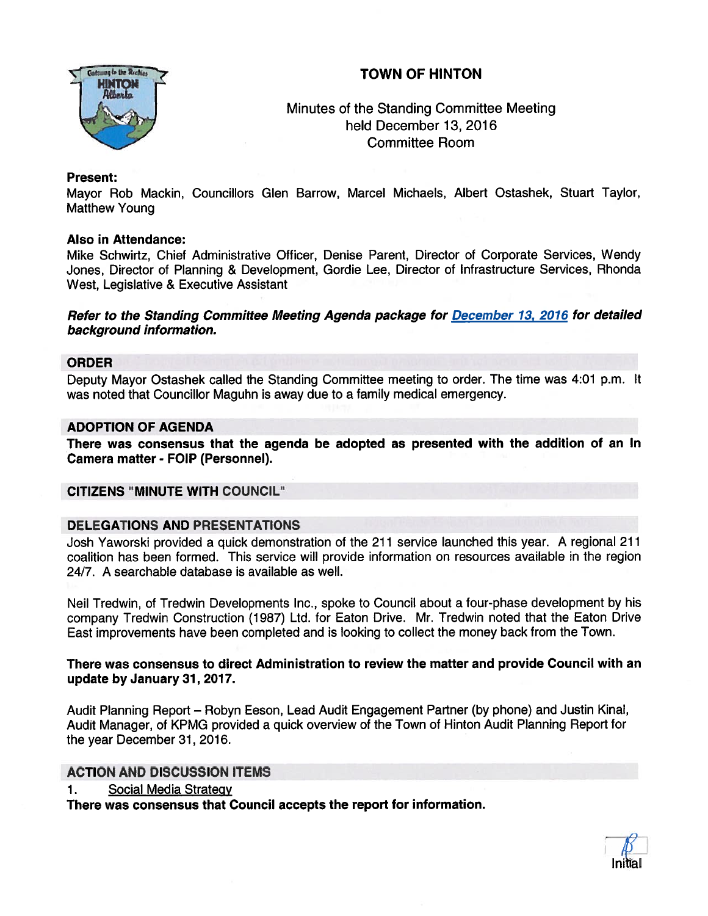# TOWN OF HINTON

Minutes of the Standing Committee Meeting
held December 13, 2016
Committee Room

**Present:**
Mayor Rob Mackin, Councillors Glen Barrow, Marcel Michaels, Albert Ostashek, Stuart Taylor, Matthew Young

**Also in Attendance:**
Mike Schwirtz, Chief Administrative Officer, Denise Parent, Director of Corporate Services, Wendy Jones, Director of Planning & Development, Gordie Lee, Director of Infrastructure Services, Rhonda West, Legislative & Executive Assistant

***Refer to the Standing Committee Meeting Agenda package for December 13, 2016 for detailed background information.***

## ORDER

Deputy Mayor Ostashek called the Standing Committee meeting to order. The time was 4:01 p.m. It was noted that Councillor Maguhn is away due to a family medical emergency.

## ADOPTION OF AGENDA

**There was consensus that the agenda be adopted as presented with the addition of an In Camera matter - FOIP (Personnel).**

## CITIZENS "MINUTE WITH COUNCIL"

## DELEGATIONS AND PRESENTATIONS

Josh Yaworski provided a quick demonstration of the 211 service launched this year. A regional 211 coalition has been formed. This service will provide information on resources available in the region 24/7. A searchable database is available as well.

Neil Tredwin, of Tredwin Developments Inc., spoke to Council about a four-phase development by his company Tredwin Construction (1987) Ltd. for Eaton Drive. Mr. Tredwin noted that the Eaton Drive East improvements have been completed and is looking to collect the money back from the Town.

**There was consensus to direct Administration to review the matter and provide Council with an update by January 31, 2017.**

Audit Planning Report – Robyn Eeson, Lead Audit Engagement Partner (by phone) and Justin Kinal, Audit Manager, of KPMG provided a quick overview of the Town of Hinton Audit Planning Report for the year December 31, 2016.

## ACTION AND DISCUSSION ITEMS

1. Social Media Strategy

**There was consensus that Council accepts the report for information.**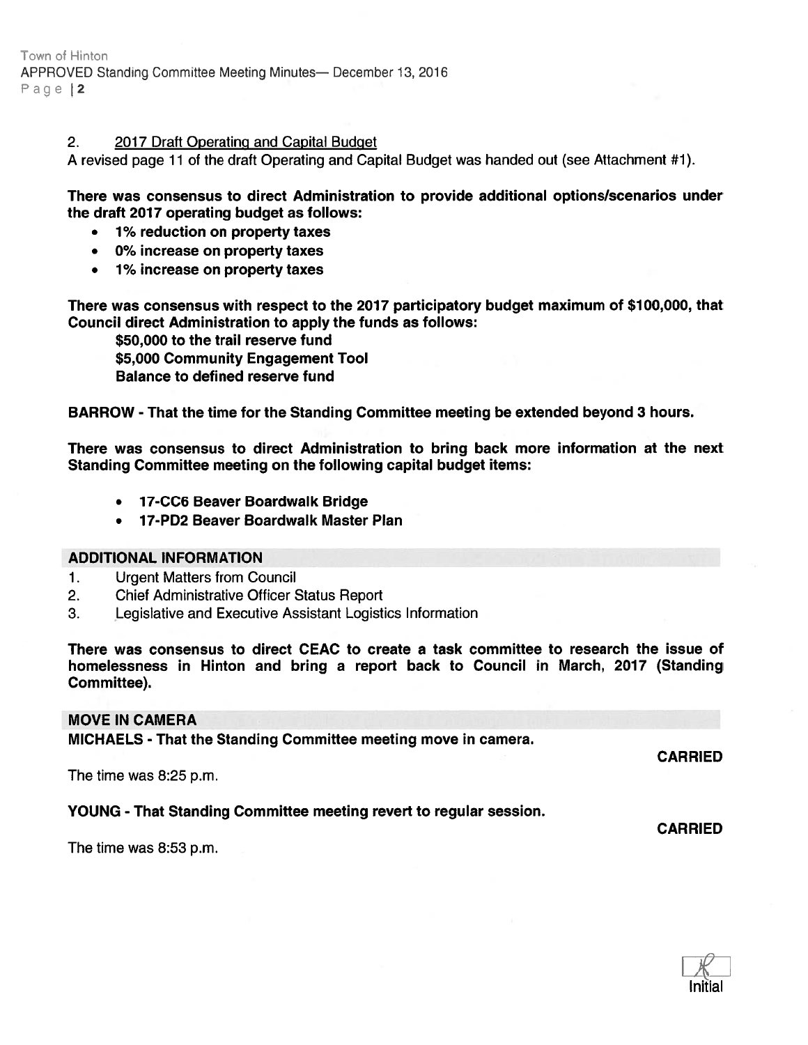2. <u>2017 Draft Operating and Capital Budget</u>

A revised page 11 of the draft Operating and Capital Budget was handed out (see Attachment #1).

**There was consensus to direct Administration to provide additional options/scenarios under the draft 2017 operating budget as follows:**

- **1% reduction on property taxes**
- **0% increase on property taxes**
- **1% increase on property taxes**

**There was consensus with respect to the 2017 participatory budget maximum of $100,000, that Council direct Administration to apply the funds as follows:**

**$50,000 to the trail reserve fund**
**$5,000 Community Engagement Tool**
**Balance to defined reserve fund**

**BARROW - That the time for the Standing Committee meeting be extended beyond 3 hours.**

**There was consensus to direct Administration to bring back more information at the next Standing Committee meeting on the following capital budget items:**

- **17-CC6 Beaver Boardwalk Bridge**
- **17-PD2 Beaver Boardwalk Master Plan**

## ADDITIONAL INFORMATION

1. Urgent Matters from Council
2. Chief Administrative Officer Status Report
3. Legislative and Executive Assistant Logistics Information

**There was consensus to direct CEAC to create a task committee to research the issue of homelessness in Hinton and bring a report back to Council in March, 2017 (Standing Committee).**

## MOVE IN CAMERA

**MICHAELS - That the Standing Committee meeting move in camera.**

**CARRIED**

The time was 8:25 p.m.

**YOUNG - That Standing Committee meeting revert to regular session.**

**CARRIED**

The time was 8:53 p.m.

Initial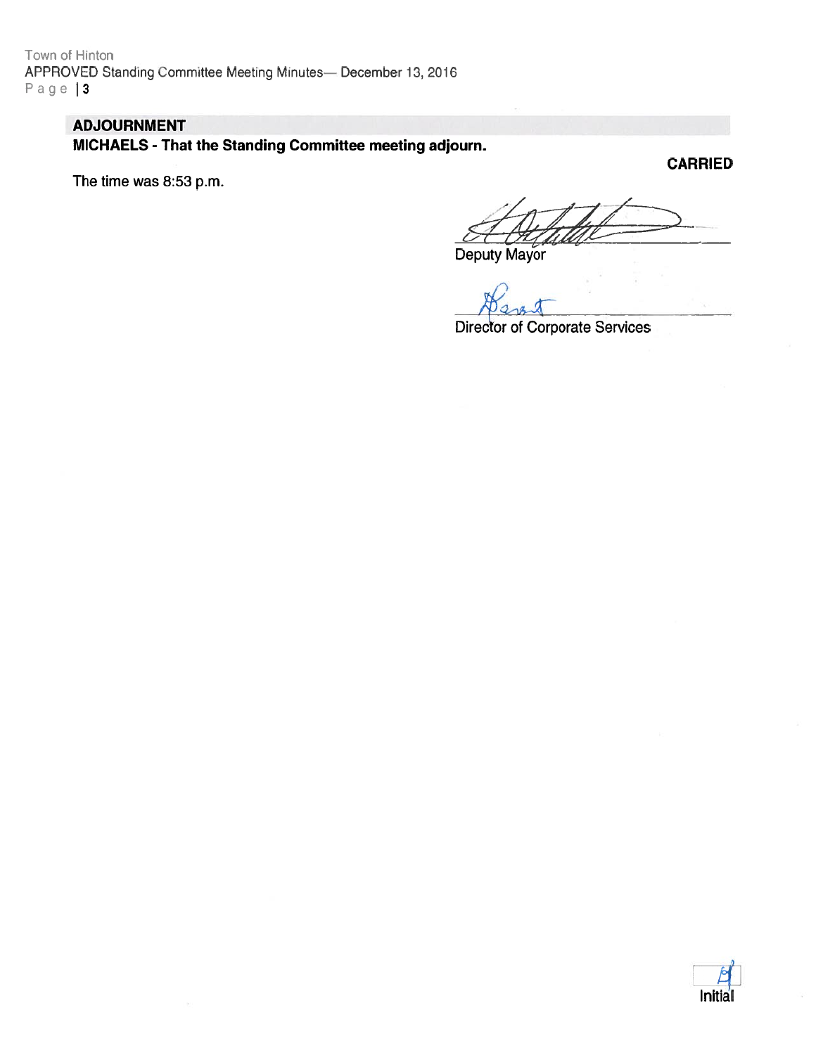## ADJOURNMENT

**MICHAELS - That the Standing Committee meeting adjourn.**

**CARRIED**

The time was 8:53 p.m.

Deputy Mayor

Director of Corporate Services

Initial